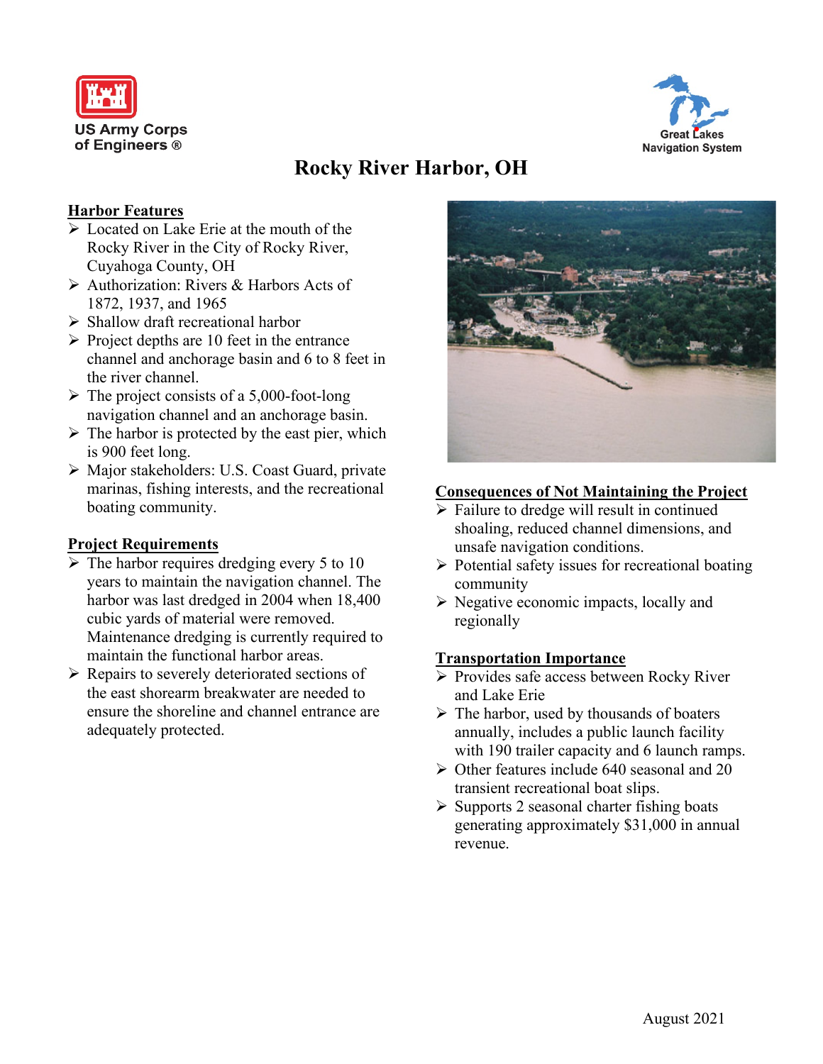US Army Corps of Engineers ®

Great Lakes Navigation System

# Rocky River Harbor, OH

## Harbor Features

- Located on Lake Erie at the mouth of the Rocky River in the City of Rocky River, Cuyahoga County, OH
- Authorization: Rivers & Harbors Acts of 1872, 1937, and 1965
- Shallow draft recreational harbor
- Project depths are 10 feet in the entrance channel and anchorage basin and 6 to 8 feet in the river channel.
- The project consists of a 5,000-foot-long navigation channel and an anchorage basin.
- The harbor is protected by the east pier, which is 900 feet long.
- Major stakeholders: U.S. Coast Guard, private marinas, fishing interests, and the recreational boating community.

## Project Requirements

- The harbor requires dredging every 5 to 10 years to maintain the navigation channel. The harbor was last dredged in 2004 when 18,400 cubic yards of material were removed. Maintenance dredging is currently required to maintain the functional harbor areas.
- Repairs to severely deteriorated sections of the east shorearm breakwater are needed to ensure the shoreline and channel entrance are adequately protected.

## Consequences of Not Maintaining the Project

- Failure to dredge will result in continued shoaling, reduced channel dimensions, and unsafe navigation conditions.
- Potential safety issues for recreational boating community
- Negative economic impacts, locally and regionally

## Transportation Importance

- Provides safe access between Rocky River and Lake Erie
- The harbor, used by thousands of boaters annually, includes a public launch facility with 190 trailer capacity and 6 launch ramps.
- Other features include 640 seasonal and 20 transient recreational boat slips.
- Supports 2 seasonal charter fishing boats generating approximately $31,000 in annual revenue.

August 2021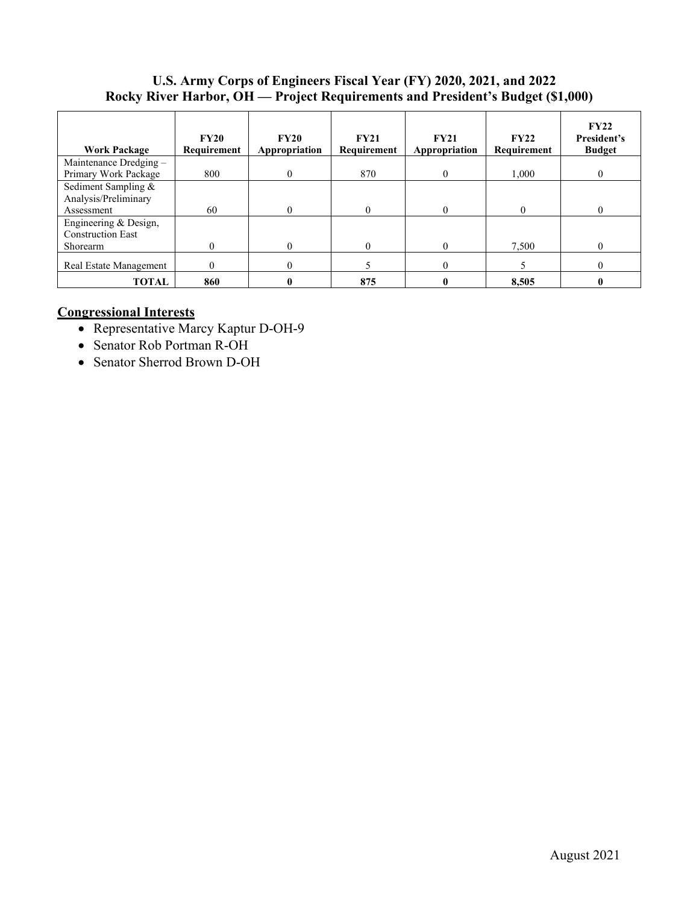**U.S. Army Corps of Engineers Fiscal Year (FY) 2020, 2021, and 2022**
**Rocky River Harbor, OH — Project Requirements and President's Budget ($1,000)**

| Work Package | FY20 Requirement | FY20 Appropriation | FY21 Requirement | FY21 Appropriation | FY22 Requirement | FY22 President's Budget |
|---|---|---|---|---|---|---|
| Maintenance Dredging – Primary Work Package | 800 | 0 | 870 | 0 | 1,000 | 0 |
| Sediment Sampling & Analysis/Preliminary Assessment | 60 | 0 | 0 | 0 | 0 | 0 |
| Engineering & Design, Construction East Shorearm | 0 | 0 | 0 | 0 | 7,500 | 0 |
| Real Estate Management | 0 | 0 | 5 | 0 | 5 | 0 |
| **TOTAL** | **860** | **0** | **875** | **0** | **8,505** | **0** |

## Congressional Interests

- Representative Marcy Kaptur D-OH-9
- Senator Rob Portman R-OH
- Senator Sherrod Brown D-OH

August 2021